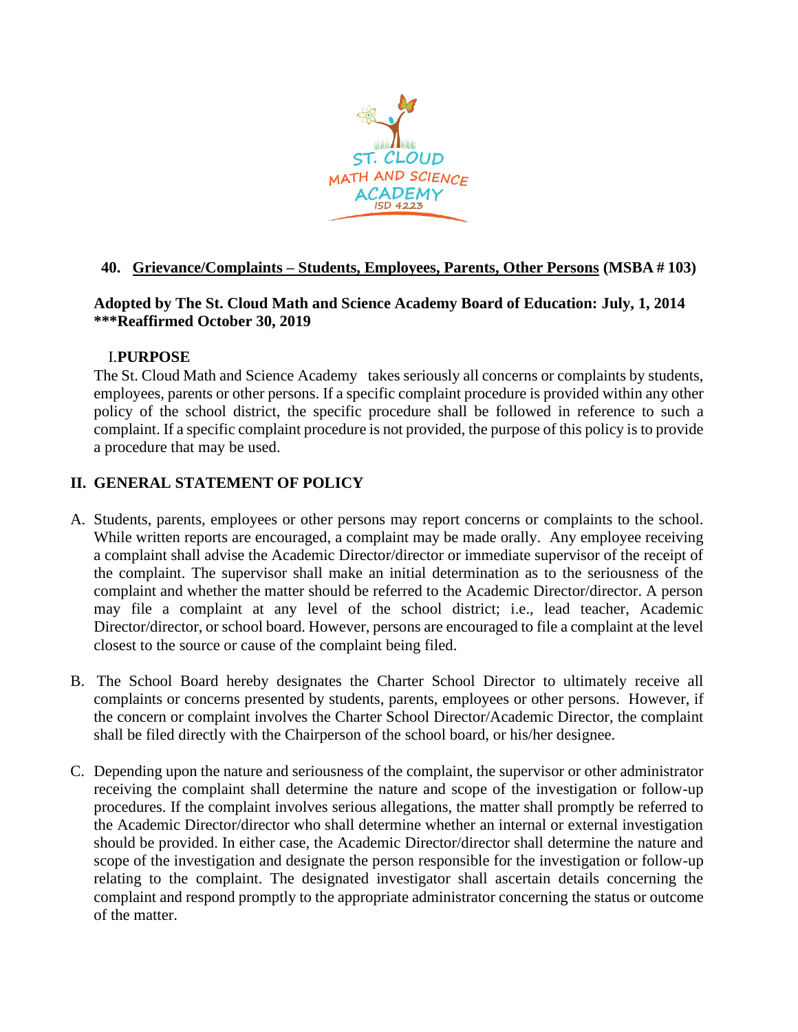## 40. <u>Grievance/Complaints – Students, Employees, Parents, Other Persons</u> (MSBA # 103)

**Adopted by The St. Cloud Math and Science Academy Board of Education: July, 1, 2014**
**\*\*\*Reaffirmed October 30, 2019**

### I. PURPOSE

The St. Cloud Math and Science Academy takes seriously all concerns or complaints by students, employees, parents or other persons. If a specific complaint procedure is provided within any other policy of the school district, the specific procedure shall be followed in reference to such a complaint. If a specific complaint procedure is not provided, the purpose of this policy is to provide a procedure that may be used.

### II. GENERAL STATEMENT OF POLICY

A. Students, parents, employees or other persons may report concerns or complaints to the school. While written reports are encouraged, a complaint may be made orally. Any employee receiving a complaint shall advise the Academic Director/director or immediate supervisor of the receipt of the complaint. The supervisor shall make an initial determination as to the seriousness of the complaint and whether the matter should be referred to the Academic Director/director. A person may file a complaint at any level of the school district; i.e., lead teacher, Academic Director/director, or school board. However, persons are encouraged to file a complaint at the level closest to the source or cause of the complaint being filed.

B. The School Board hereby designates the Charter School Director to ultimately receive all complaints or concerns presented by students, parents, employees or other persons. However, if the concern or complaint involves the Charter School Director/Academic Director, the complaint shall be filed directly with the Chairperson of the school board, or his/her designee.

C. Depending upon the nature and seriousness of the complaint, the supervisor or other administrator receiving the complaint shall determine the nature and scope of the investigation or follow-up procedures. If the complaint involves serious allegations, the matter shall promptly be referred to the Academic Director/director who shall determine whether an internal or external investigation should be provided. In either case, the Academic Director/director shall determine the nature and scope of the investigation and designate the person responsible for the investigation or follow-up relating to the complaint. The designated investigator shall ascertain details concerning the complaint and respond promptly to the appropriate administrator concerning the status or outcome of the matter.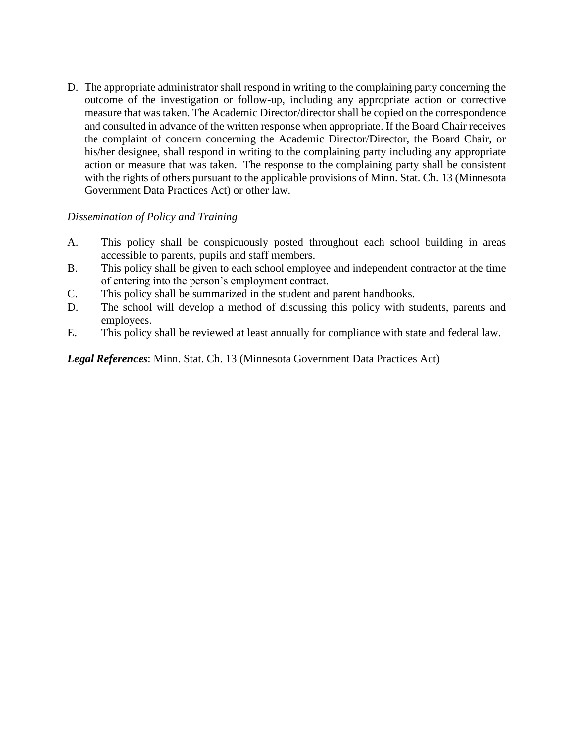D. The appropriate administrator shall respond in writing to the complaining party concerning the outcome of the investigation or follow-up, including any appropriate action or corrective measure that was taken. The Academic Director/director shall be copied on the correspondence and consulted in advance of the written response when appropriate. If the Board Chair receives the complaint of concern concerning the Academic Director/Director, the Board Chair, or his/her designee, shall respond in writing to the complaining party including any appropriate action or measure that was taken. The response to the complaining party shall be consistent with the rights of others pursuant to the applicable provisions of Minn. Stat. Ch. 13 (Minnesota Government Data Practices Act) or other law.

*Dissemination of Policy and Training*

A. This policy shall be conspicuously posted throughout each school building in areas accessible to parents, pupils and staff members.
B. This policy shall be given to each school employee and independent contractor at the time of entering into the person's employment contract.
C. This policy shall be summarized in the student and parent handbooks.
D. The school will develop a method of discussing this policy with students, parents and employees.
E. This policy shall be reviewed at least annually for compliance with state and federal law.

***Legal References***: Minn. Stat. Ch. 13 (Minnesota Government Data Practices Act)